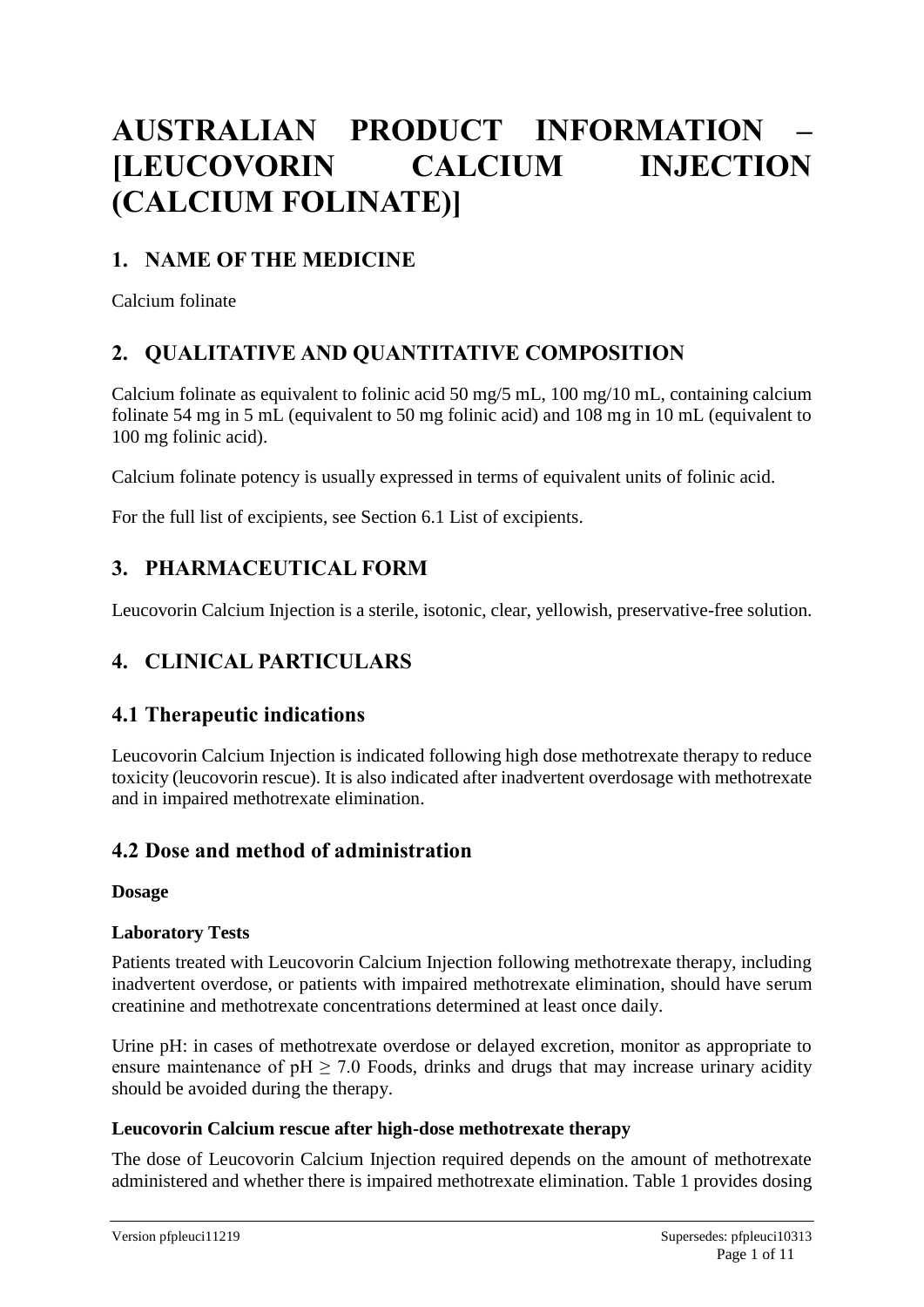# AUSTRALIAN PRODUCT INFORMATION – [LEUCOVORIN CALCIUM INJECTION (CALCIUM FOLINATE)]

## 1. NAME OF THE MEDICINE

Calcium folinate

## 2. QUALITATIVE AND QUANTITATIVE COMPOSITION

Calcium folinate as equivalent to folinic acid 50 mg/5 mL, 100 mg/10 mL, containing calcium folinate 54 mg in 5 mL (equivalent to 50 mg folinic acid) and 108 mg in 10 mL (equivalent to 100 mg folinic acid).

Calcium folinate potency is usually expressed in terms of equivalent units of folinic acid.

For the full list of excipients, see Section 6.1 List of excipients.

## 3. PHARMACEUTICAL FORM

Leucovorin Calcium Injection is a sterile, isotonic, clear, yellowish, preservative-free solution.

## 4. CLINICAL PARTICULARS

## 4.1 Therapeutic indications

Leucovorin Calcium Injection is indicated following high dose methotrexate therapy to reduce toxicity (leucovorin rescue). It is also indicated after inadvertent overdosage with methotrexate and in impaired methotrexate elimination.

## 4.2 Dose and method of administration

**Dosage**

**Laboratory Tests**

Patients treated with Leucovorin Calcium Injection following methotrexate therapy, including inadvertent overdose, or patients with impaired methotrexate elimination, should have serum creatinine and methotrexate concentrations determined at least once daily.

Urine pH: in cases of methotrexate overdose or delayed excretion, monitor as appropriate to ensure maintenance of pH $\geq$ 7.0 Foods, drinks and drugs that may increase urinary acidity should be avoided during the therapy.

**Leucovorin Calcium rescue after high-dose methotrexate therapy**

The dose of Leucovorin Calcium Injection required depends on the amount of methotrexate administered and whether there is impaired methotrexate elimination. Table 1 provides dosing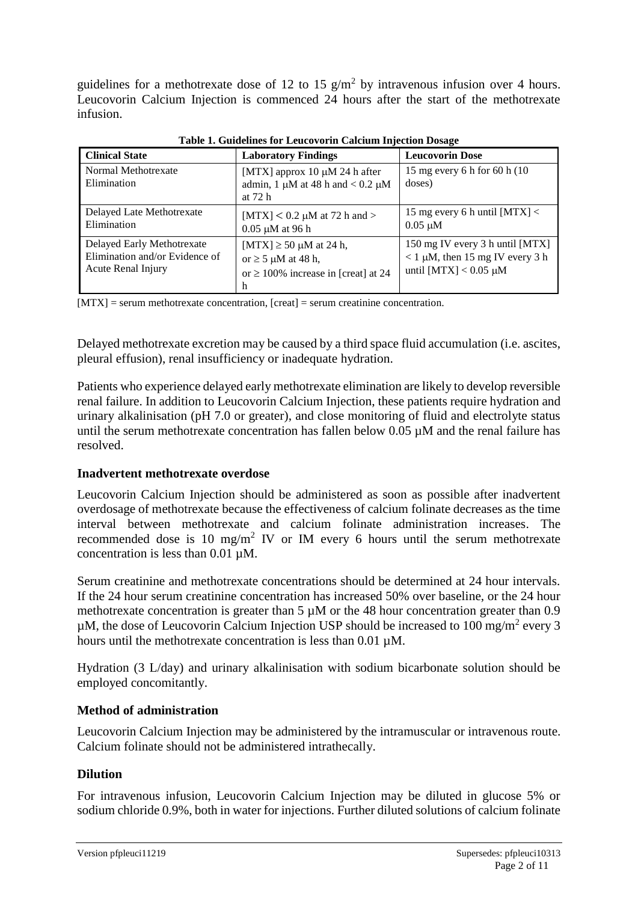guidelines for a methotrexate dose of 12 to 15 g/m$^2$ by intravenous infusion over 4 hours. Leucovorin Calcium Injection is commenced 24 hours after the start of the methotrexate infusion.

**Table 1. Guidelines for Leucovorin Calcium Injection Dosage**

| Clinical State | Laboratory Findings | Leucovorin Dose |
|---|---|---|
| Normal Methotrexate Elimination | [MTX] approx 10 μM 24 h after admin, 1 μM at 48 h and < 0.2 μM at 72 h | 15 mg every 6 h for 60 h (10 doses) |
| Delayed Late Methotrexate Elimination | [MTX] < 0.2 μM at 72 h and > 0.05 μM at 96 h | 15 mg every 6 h until [MTX] < 0.05 μM |
| Delayed Early Methotrexate Elimination and/or Evidence of Acute Renal Injury | [MTX] ≥ 50 μM at 24 h, or ≥ 5 μM at 48 h, or ≥ 100% increase in [creat] at 24 h | 150 mg IV every 3 h until [MTX] < 1 μM, then 15 mg IV every 3 h until [MTX] < 0.05 μM |

[MTX] = serum methotrexate concentration, [creat] = serum creatinine concentration.

Delayed methotrexate excretion may be caused by a third space fluid accumulation (i.e. ascites, pleural effusion), renal insufficiency or inadequate hydration.

Patients who experience delayed early methotrexate elimination are likely to develop reversible renal failure. In addition to Leucovorin Calcium Injection, these patients require hydration and urinary alkalinisation (pH 7.0 or greater), and close monitoring of fluid and electrolyte status until the serum methotrexate concentration has fallen below 0.05 µM and the renal failure has resolved.

### Inadvertent methotrexate overdose

Leucovorin Calcium Injection should be administered as soon as possible after inadvertent overdosage of methotrexate because the effectiveness of calcium folinate decreases as the time interval between methotrexate and calcium folinate administration increases. The recommended dose is 10 mg/m$^2$ IV or IM every 6 hours until the serum methotrexate concentration is less than 0.01 µM.

Serum creatinine and methotrexate concentrations should be determined at 24 hour intervals. If the 24 hour serum creatinine concentration has increased 50% over baseline, or the 24 hour methotrexate concentration is greater than 5 µM or the 48 hour concentration greater than 0.9 µM, the dose of Leucovorin Calcium Injection USP should be increased to 100 mg/m$^2$ every 3 hours until the methotrexate concentration is less than 0.01 µM.

Hydration (3 L/day) and urinary alkalinisation with sodium bicarbonate solution should be employed concomitantly.

### Method of administration

Leucovorin Calcium Injection may be administered by the intramuscular or intravenous route. Calcium folinate should not be administered intrathecally.

### Dilution

For intravenous infusion, Leucovorin Calcium Injection may be diluted in glucose 5% or sodium chloride 0.9%, both in water for injections. Further diluted solutions of calcium folinate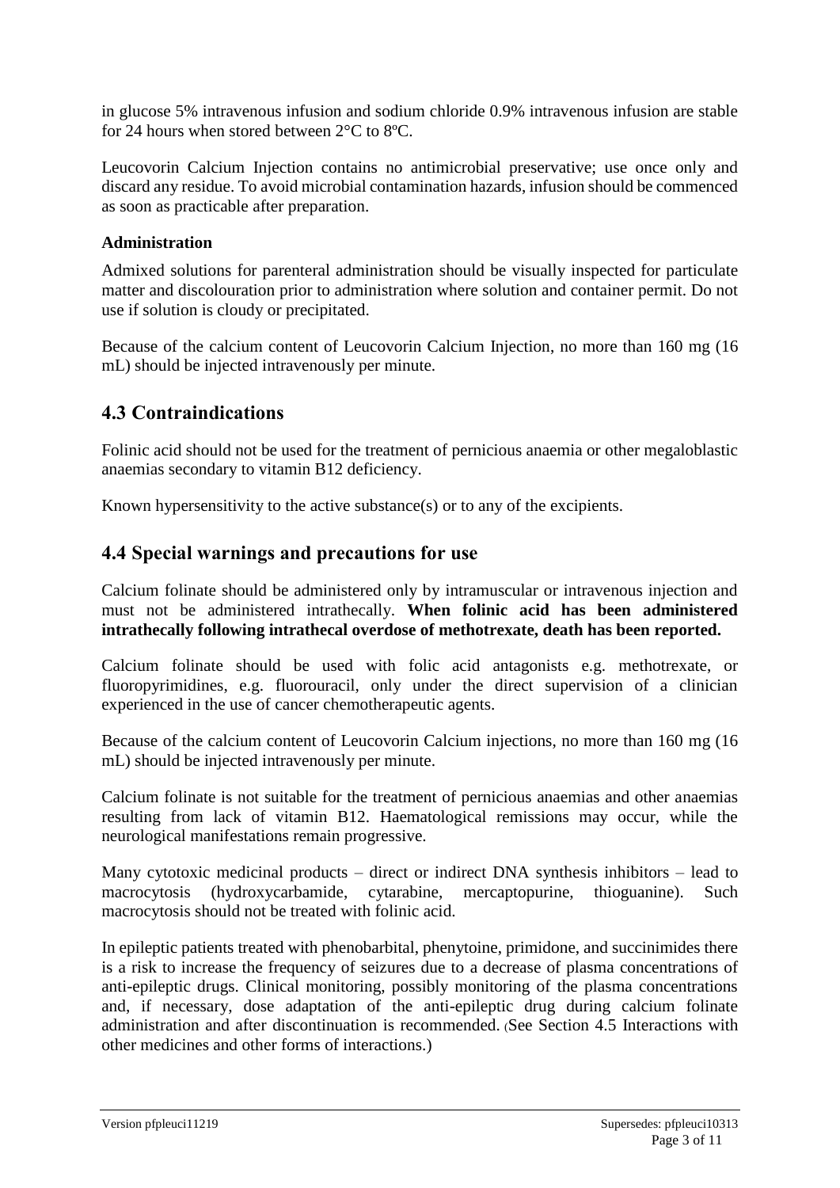in glucose 5% intravenous infusion and sodium chloride 0.9% intravenous infusion are stable for 24 hours when stored between 2°C to 8ºC.

Leucovorin Calcium Injection contains no antimicrobial preservative; use once only and discard any residue. To avoid microbial contamination hazards, infusion should be commenced as soon as practicable after preparation.

**Administration**

Admixed solutions for parenteral administration should be visually inspected for particulate matter and discolouration prior to administration where solution and container permit. Do not use if solution is cloudy or precipitated.

Because of the calcium content of Leucovorin Calcium Injection, no more than 160 mg (16 mL) should be injected intravenously per minute.

## 4.3 Contraindications

Folinic acid should not be used for the treatment of pernicious anaemia or other megaloblastic anaemias secondary to vitamin B12 deficiency.

Known hypersensitivity to the active substance(s) or to any of the excipients.

## 4.4 Special warnings and precautions for use

Calcium folinate should be administered only by intramuscular or intravenous injection and must not be administered intrathecally. **When folinic acid has been administered intrathecally following intrathecal overdose of methotrexate, death has been reported.**

Calcium folinate should be used with folic acid antagonists e.g. methotrexate, or fluoropyrimidines, e.g. fluorouracil, only under the direct supervision of a clinician experienced in the use of cancer chemotherapeutic agents.

Because of the calcium content of Leucovorin Calcium injections, no more than 160 mg (16 mL) should be injected intravenously per minute.

Calcium folinate is not suitable for the treatment of pernicious anaemias and other anaemias resulting from lack of vitamin B12. Haematological remissions may occur, while the neurological manifestations remain progressive.

Many cytotoxic medicinal products – direct or indirect DNA synthesis inhibitors – lead to macrocytosis (hydroxycarbamide, cytarabine, mercaptopurine, thioguanine). Such macrocytosis should not be treated with folinic acid.

In epileptic patients treated with phenobarbital, phenytoine, primidone, and succinimides there is a risk to increase the frequency of seizures due to a decrease of plasma concentrations of anti-epileptic drugs. Clinical monitoring, possibly monitoring of the plasma concentrations and, if necessary, dose adaptation of the anti-epileptic drug during calcium folinate administration and after discontinuation is recommended. (See Section 4.5 Interactions with other medicines and other forms of interactions.)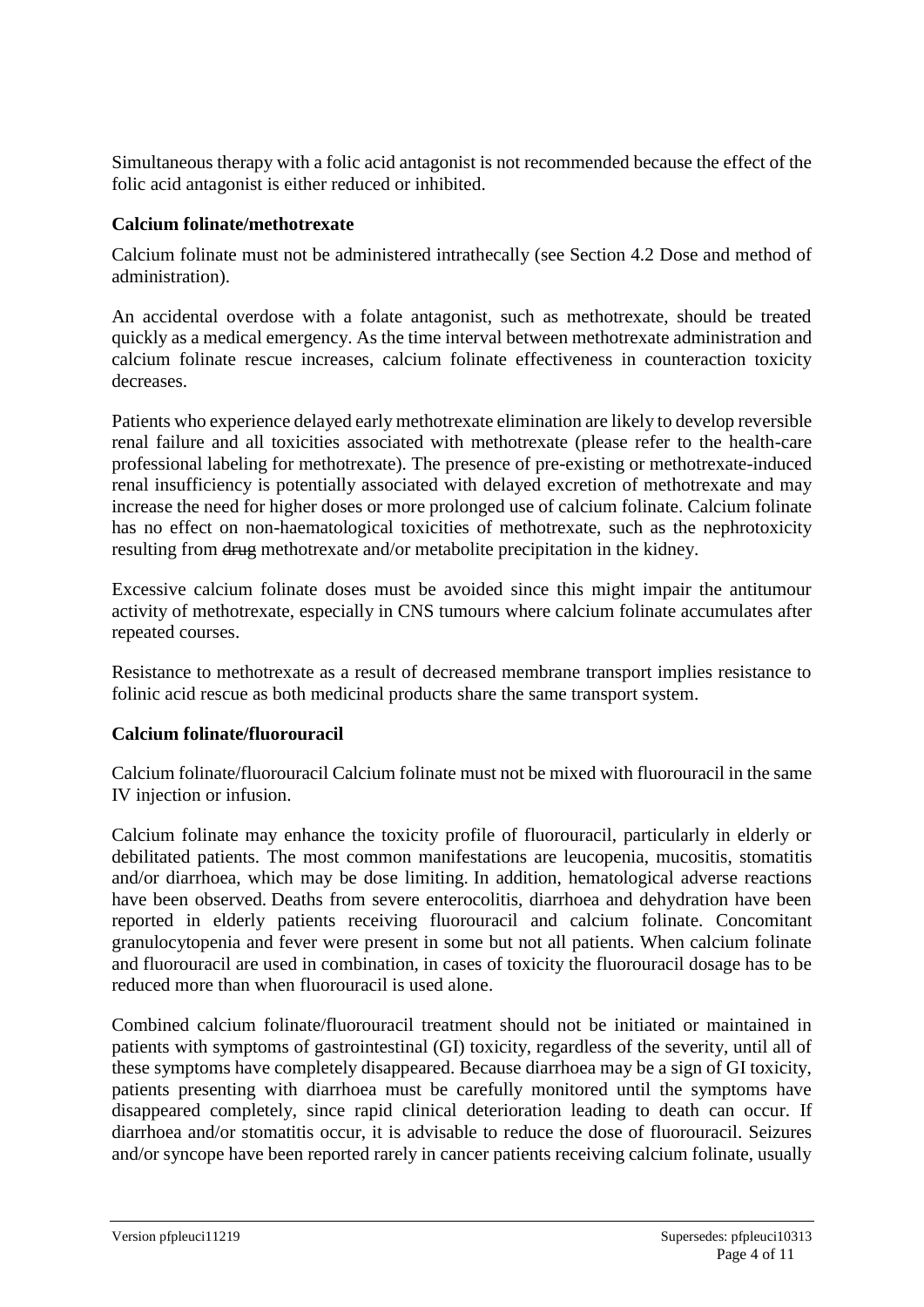Simultaneous therapy with a folic acid antagonist is not recommended because the effect of the folic acid antagonist is either reduced or inhibited.

**Calcium folinate/methotrexate**

Calcium folinate must not be administered intrathecally (see Section 4.2 Dose and method of administration).

An accidental overdose with a folate antagonist, such as methotrexate, should be treated quickly as a medical emergency. As the time interval between methotrexate administration and calcium folinate rescue increases, calcium folinate effectiveness in counteraction toxicity decreases.

Patients who experience delayed early methotrexate elimination are likely to develop reversible renal failure and all toxicities associated with methotrexate (please refer to the health-care professional labeling for methotrexate). The presence of pre-existing or methotrexate-induced renal insufficiency is potentially associated with delayed excretion of methotrexate and may increase the need for higher doses or more prolonged use of calcium folinate. Calcium folinate has no effect on non-haematological toxicities of methotrexate, such as the nephrotoxicity resulting from ~~drug~~ methotrexate and/or metabolite precipitation in the kidney.

Excessive calcium folinate doses must be avoided since this might impair the antitumour activity of methotrexate, especially in CNS tumours where calcium folinate accumulates after repeated courses.

Resistance to methotrexate as a result of decreased membrane transport implies resistance to folinic acid rescue as both medicinal products share the same transport system.

**Calcium folinate/fluorouracil**

Calcium folinate/fluorouracil Calcium folinate must not be mixed with fluorouracil in the same IV injection or infusion.

Calcium folinate may enhance the toxicity profile of fluorouracil, particularly in elderly or debilitated patients. The most common manifestations are leucopenia, mucositis, stomatitis and/or diarrhoea, which may be dose limiting. In addition, hematological adverse reactions have been observed. Deaths from severe enterocolitis, diarrhoea and dehydration have been reported in elderly patients receiving fluorouracil and calcium folinate. Concomitant granulocytopenia and fever were present in some but not all patients. When calcium folinate and fluorouracil are used in combination, in cases of toxicity the fluorouracil dosage has to be reduced more than when fluorouracil is used alone.

Combined calcium folinate/fluorouracil treatment should not be initiated or maintained in patients with symptoms of gastrointestinal (GI) toxicity, regardless of the severity, until all of these symptoms have completely disappeared. Because diarrhoea may be a sign of GI toxicity, patients presenting with diarrhoea must be carefully monitored until the symptoms have disappeared completely, since rapid clinical deterioration leading to death can occur. If diarrhoea and/or stomatitis occur, it is advisable to reduce the dose of fluorouracil. Seizures and/or syncope have been reported rarely in cancer patients receiving calcium folinate, usually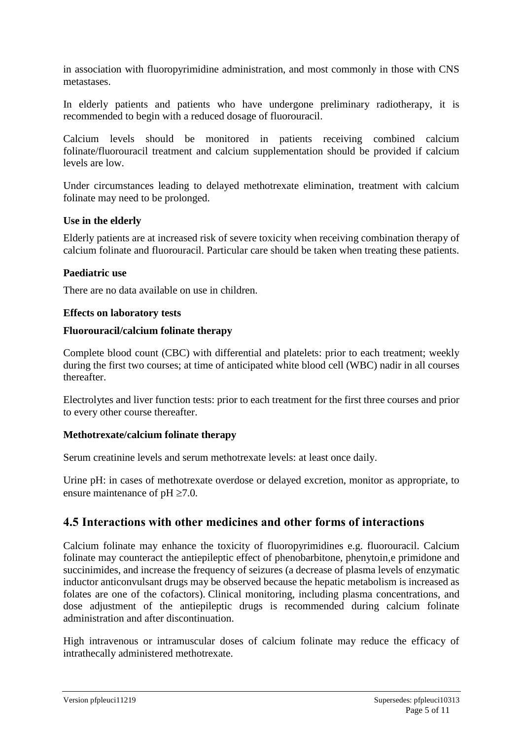in association with fluoropyrimidine administration, and most commonly in those with CNS metastases.

In elderly patients and patients who have undergone preliminary radiotherapy, it is recommended to begin with a reduced dosage of fluorouracil.

Calcium levels should be monitored in patients receiving combined calcium folinate/fluorouracil treatment and calcium supplementation should be provided if calcium levels are low.

Under circumstances leading to delayed methotrexate elimination, treatment with calcium folinate may need to be prolonged.

**Use in the elderly**

Elderly patients are at increased risk of severe toxicity when receiving combination therapy of calcium folinate and fluorouracil. Particular care should be taken when treating these patients.

**Paediatric use**

There are no data available on use in children.

**Effects on laboratory tests**

**Fluorouracil/calcium folinate therapy**

Complete blood count (CBC) with differential and platelets: prior to each treatment; weekly during the first two courses; at time of anticipated white blood cell (WBC) nadir in all courses thereafter.

Electrolytes and liver function tests: prior to each treatment for the first three courses and prior to every other course thereafter.

**Methotrexate/calcium folinate therapy**

Serum creatinine levels and serum methotrexate levels: at least once daily.

Urine pH: in cases of methotrexate overdose or delayed excretion, monitor as appropriate, to ensure maintenance of pH $\geq$7.0.

## 4.5 Interactions with other medicines and other forms of interactions

Calcium folinate may enhance the toxicity of fluoropyrimidines e.g. fluorouracil. Calcium folinate may counteract the antiepileptic effect of phenobarbitone, phenytoin,e primidone and succinimides, and increase the frequency of seizures (a decrease of plasma levels of enzymatic inductor anticonvulsant drugs may be observed because the hepatic metabolism is increased as folates are one of the cofactors). Clinical monitoring, including plasma concentrations, and dose adjustment of the antiepileptic drugs is recommended during calcium folinate administration and after discontinuation.

High intravenous or intramuscular doses of calcium folinate may reduce the efficacy of intrathecally administered methotrexate.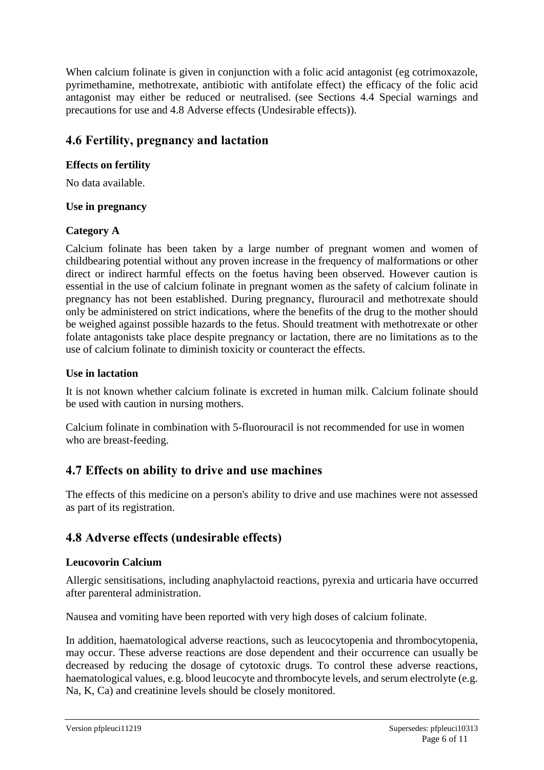When calcium folinate is given in conjunction with a folic acid antagonist (eg cotrimoxazole, pyrimethamine, methotrexate, antibiotic with antifolate effect) the efficacy of the folic acid antagonist may either be reduced or neutralised. (see Sections 4.4 Special warnings and precautions for use and 4.8 Adverse effects (Undesirable effects)).

## 4.6 Fertility, pregnancy and lactation

**Effects on fertility**

No data available.

**Use in pregnancy**

**Category A**

Calcium folinate has been taken by a large number of pregnant women and women of childbearing potential without any proven increase in the frequency of malformations or other direct or indirect harmful effects on the foetus having been observed. However caution is essential in the use of calcium folinate in pregnant women as the safety of calcium folinate in pregnancy has not been established. During pregnancy, flurouracil and methotrexate should only be administered on strict indications, where the benefits of the drug to the mother should be weighed against possible hazards to the fetus. Should treatment with methotrexate or other folate antagonists take place despite pregnancy or lactation, there are no limitations as to the use of calcium folinate to diminish toxicity or counteract the effects.

**Use in lactation**

It is not known whether calcium folinate is excreted in human milk. Calcium folinate should be used with caution in nursing mothers.

Calcium folinate in combination with 5-fluorouracil is not recommended for use in women who are breast-feeding.

## 4.7 Effects on ability to drive and use machines

The effects of this medicine on a person's ability to drive and use machines were not assessed as part of its registration.

## 4.8 Adverse effects (undesirable effects)

**Leucovorin Calcium**

Allergic sensitisations, including anaphylactoid reactions, pyrexia and urticaria have occurred after parenteral administration.

Nausea and vomiting have been reported with very high doses of calcium folinate.

In addition, haematological adverse reactions, such as leucocytopenia and thrombocytopenia, may occur. These adverse reactions are dose dependent and their occurrence can usually be decreased by reducing the dosage of cytotoxic drugs. To control these adverse reactions, haematological values, e.g. blood leucocyte and thrombocyte levels, and serum electrolyte (e.g. Na, K, Ca) and creatinine levels should be closely monitored.

Version pfpleuci11219 Supersedes: pfpleuci10313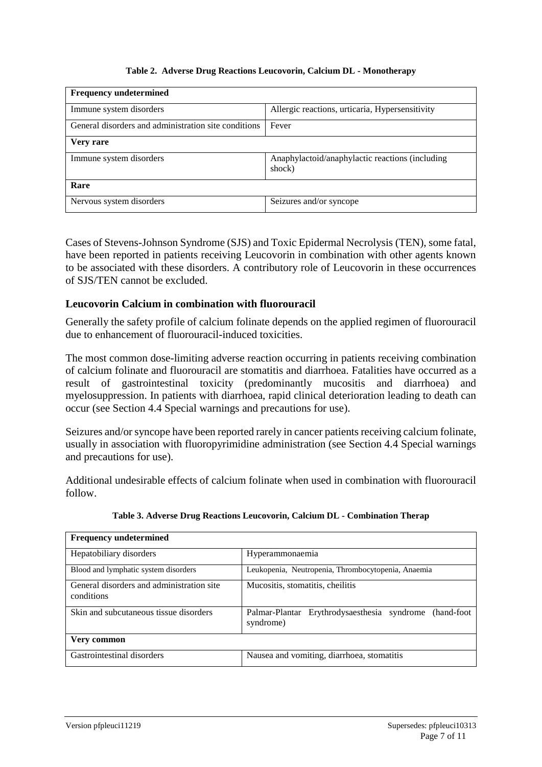**Table 2. Adverse Drug Reactions Leucovorin, Calcium DL - Monotherapy**

| **Frequency undetermined** | |
|---|---|
| Immune system disorders | Allergic reactions, urticaria, Hypersensitivity |
| General disorders and administration site conditions | Fever |
| **Very rare** | |
| Immune system disorders | Anaphylactoid/anaphylactic reactions (including shock) |
| **Rare** | |
| Nervous system disorders | Seizures and/or syncope |

Cases of Stevens-Johnson Syndrome (SJS) and Toxic Epidermal Necrolysis (TEN), some fatal, have been reported in patients receiving Leucovorin in combination with other agents known to be associated with these disorders. A contributory role of Leucovorin in these occurrences of SJS/TEN cannot be excluded.

### Leucovorin Calcium in combination with fluorouracil

Generally the safety profile of calcium folinate depends on the applied regimen of fluorouracil due to enhancement of fluorouracil-induced toxicities.

The most common dose-limiting adverse reaction occurring in patients receiving combination of calcium folinate and fluorouracil are stomatitis and diarrhoea. Fatalities have occurred as a result of gastrointestinal toxicity (predominantly mucositis and diarrhoea) and myelosuppression. In patients with diarrhoea, rapid clinical deterioration leading to death can occur (see Section 4.4 Special warnings and precautions for use).

Seizures and/or syncope have been reported rarely in cancer patients receiving calcium folinate, usually in association with fluoropyrimidine administration (see Section 4.4 Special warnings and precautions for use).

Additional undesirable effects of calcium folinate when used in combination with fluorouracil follow.

**Table 3. Adverse Drug Reactions Leucovorin, Calcium DL - Combination Therap**

| **Frequency undetermined** | |
|---|---|
| Hepatobiliary disorders | Hyperammonaemia |
| Blood and lymphatic system disorders | Leukopenia, Neutropenia, Thrombocytopenia, Anaemia |
| General disorders and administration site conditions | Mucositis, stomatitis, cheilitis |
| Skin and subcutaneous tissue disorders | Palmar-Plantar Erythrodysaesthesia syndrome (hand-foot syndrome) |
| **Very common** | |
| Gastrointestinal disorders | Nausea and vomiting, diarrhoea, stomatitis |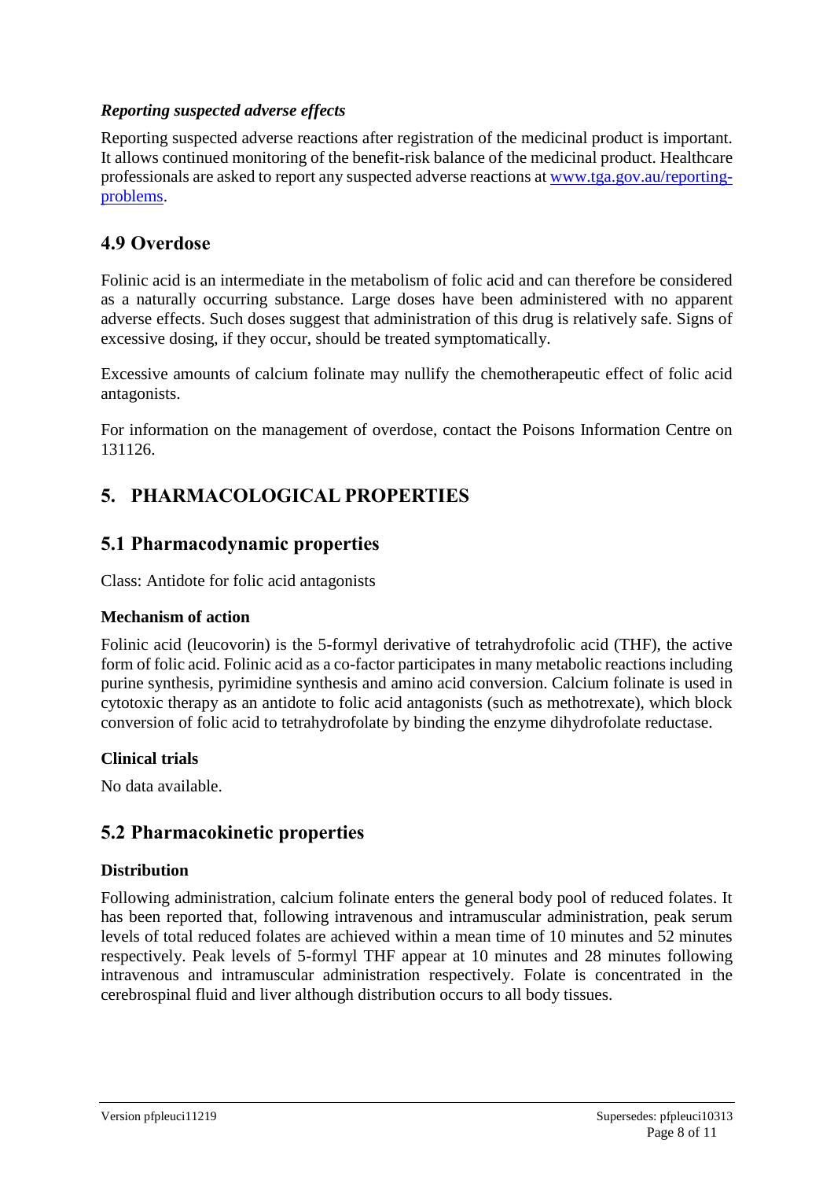*Reporting suspected adverse effects*

Reporting suspected adverse reactions after registration of the medicinal product is important. It allows continued monitoring of the benefit-risk balance of the medicinal product. Healthcare professionals are asked to report any suspected adverse reactions at [www.tga.gov.au/reporting-problems](http://www.tga.gov.au/reporting-problems).

## 4.9 Overdose

Folinic acid is an intermediate in the metabolism of folic acid and can therefore be considered as a naturally occurring substance. Large doses have been administered with no apparent adverse effects. Such doses suggest that administration of this drug is relatively safe. Signs of excessive dosing, if they occur, should be treated symptomatically.

Excessive amounts of calcium folinate may nullify the chemotherapeutic effect of folic acid antagonists.

For information on the management of overdose, contact the Poisons Information Centre on 131126.

# 5. PHARMACOLOGICAL PROPERTIES

## 5.1 Pharmacodynamic properties

Class: Antidote for folic acid antagonists

### Mechanism of action

Folinic acid (leucovorin) is the 5-formyl derivative of tetrahydrofolic acid (THF), the active form of folic acid. Folinic acid as a co-factor participates in many metabolic reactions including purine synthesis, pyrimidine synthesis and amino acid conversion. Calcium folinate is used in cytotoxic therapy as an antidote to folic acid antagonists (such as methotrexate), which block conversion of folic acid to tetrahydrofolate by binding the enzyme dihydrofolate reductase.

### Clinical trials

No data available.

## 5.2 Pharmacokinetic properties

### Distribution

Following administration, calcium folinate enters the general body pool of reduced folates. It has been reported that, following intravenous and intramuscular administration, peak serum levels of total reduced folates are achieved within a mean time of 10 minutes and 52 minutes respectively. Peak levels of 5-formyl THF appear at 10 minutes and 28 minutes following intravenous and intramuscular administration respectively. Folate is concentrated in the cerebrospinal fluid and liver although distribution occurs to all body tissues.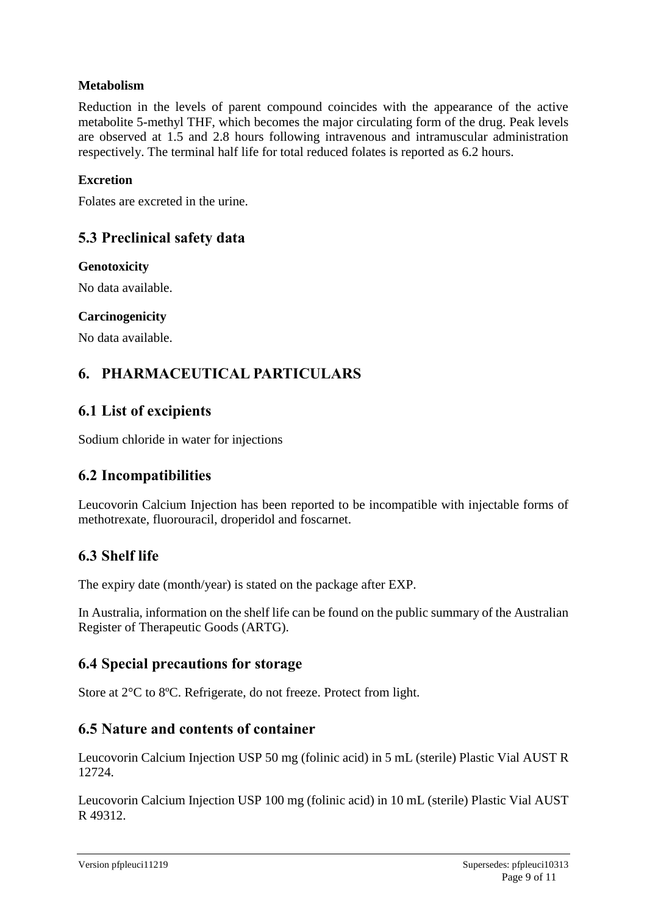### Metabolism

Reduction in the levels of parent compound coincides with the appearance of the active metabolite 5-methyl THF, which becomes the major circulating form of the drug. Peak levels are observed at 1.5 and 2.8 hours following intravenous and intramuscular administration respectively. The terminal half life for total reduced folates is reported as 6.2 hours.

### Excretion

Folates are excreted in the urine.

## 5.3 Preclinical safety data

### Genotoxicity

No data available.

### Carcinogenicity

No data available.

# 6. PHARMACEUTICAL PARTICULARS

## 6.1 List of excipients

Sodium chloride in water for injections

## 6.2 Incompatibilities

Leucovorin Calcium Injection has been reported to be incompatible with injectable forms of methotrexate, fluorouracil, droperidol and foscarnet.

## 6.3 Shelf life

The expiry date (month/year) is stated on the package after EXP.

In Australia, information on the shelf life can be found on the public summary of the Australian Register of Therapeutic Goods (ARTG).

## 6.4 Special precautions for storage

Store at 2°C to 8ºC. Refrigerate, do not freeze. Protect from light.

## 6.5 Nature and contents of container

Leucovorin Calcium Injection USP 50 mg (folinic acid) in 5 mL (sterile) Plastic Vial AUST R 12724.

Leucovorin Calcium Injection USP 100 mg (folinic acid) in 10 mL (sterile) Plastic Vial AUST R 49312.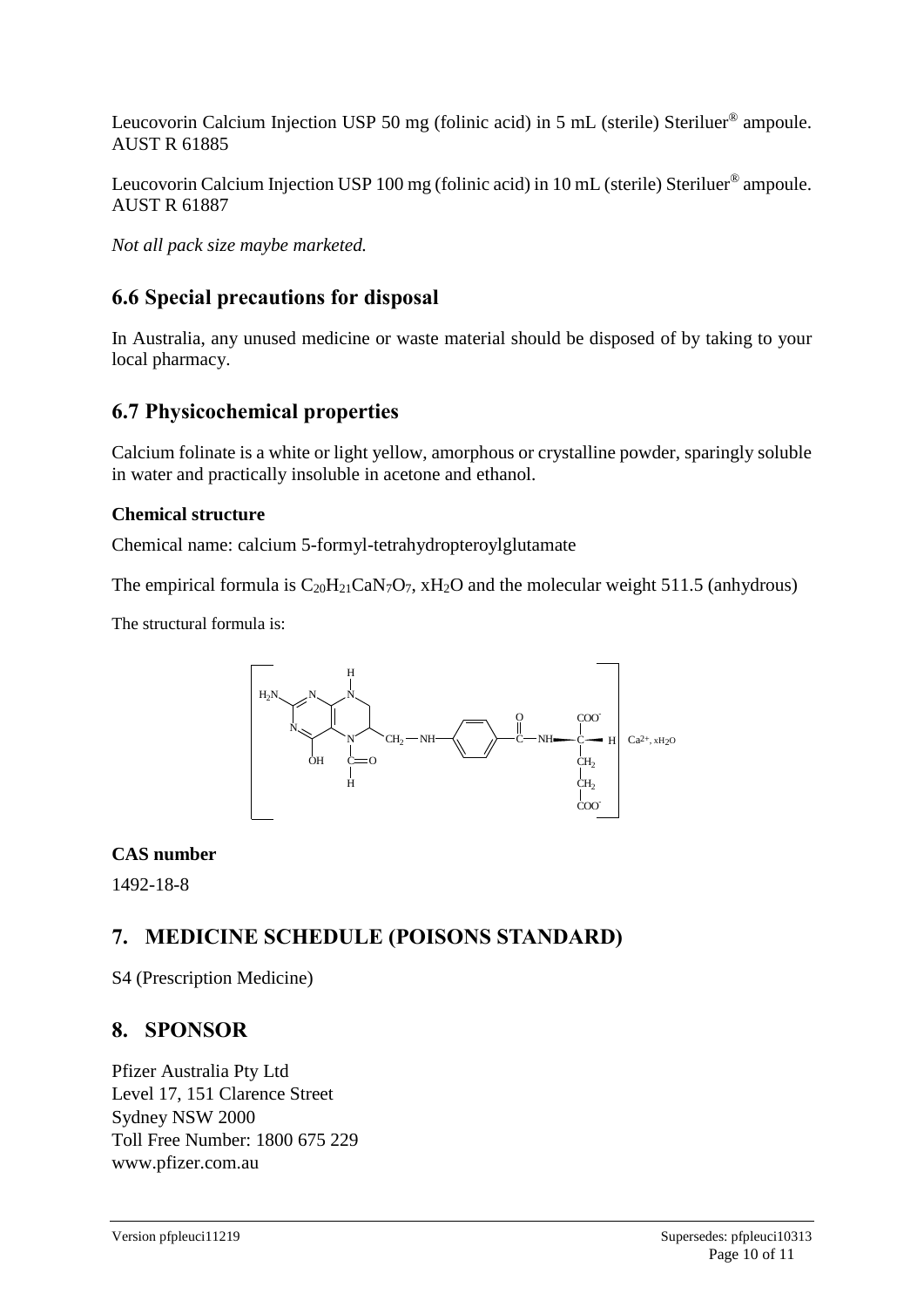Leucovorin Calcium Injection USP 50 mg (folinic acid) in 5 mL (sterile) Steriluer® ampoule. AUST R 61885

Leucovorin Calcium Injection USP 100 mg (folinic acid) in 10 mL (sterile) Steriluer® ampoule. AUST R 61887

*Not all pack size maybe marketed.*

## 6.6 Special precautions for disposal

In Australia, any unused medicine or waste material should be disposed of by taking to your local pharmacy.

## 6.7 Physicochemical properties

Calcium folinate is a white or light yellow, amorphous or crystalline powder, sparingly soluble in water and practically insoluble in acetone and ethanol.

### Chemical structure

Chemical name: calcium 5-formyl-tetrahydropteroylglutamate

The empirical formula is $C_{20}H_{21}CaN_7O_7$, $xH_2O$ and the molecular weight 511.5 (anhydrous)

The structural formula is:

### CAS number

1492-18-8

# 7. MEDICINE SCHEDULE (POISONS STANDARD)

S4 (Prescription Medicine)

# 8. SPONSOR

Pfizer Australia Pty Ltd
Level 17, 151 Clarence Street
Sydney NSW 2000
Toll Free Number: 1800 675 229
www.pfizer.com.au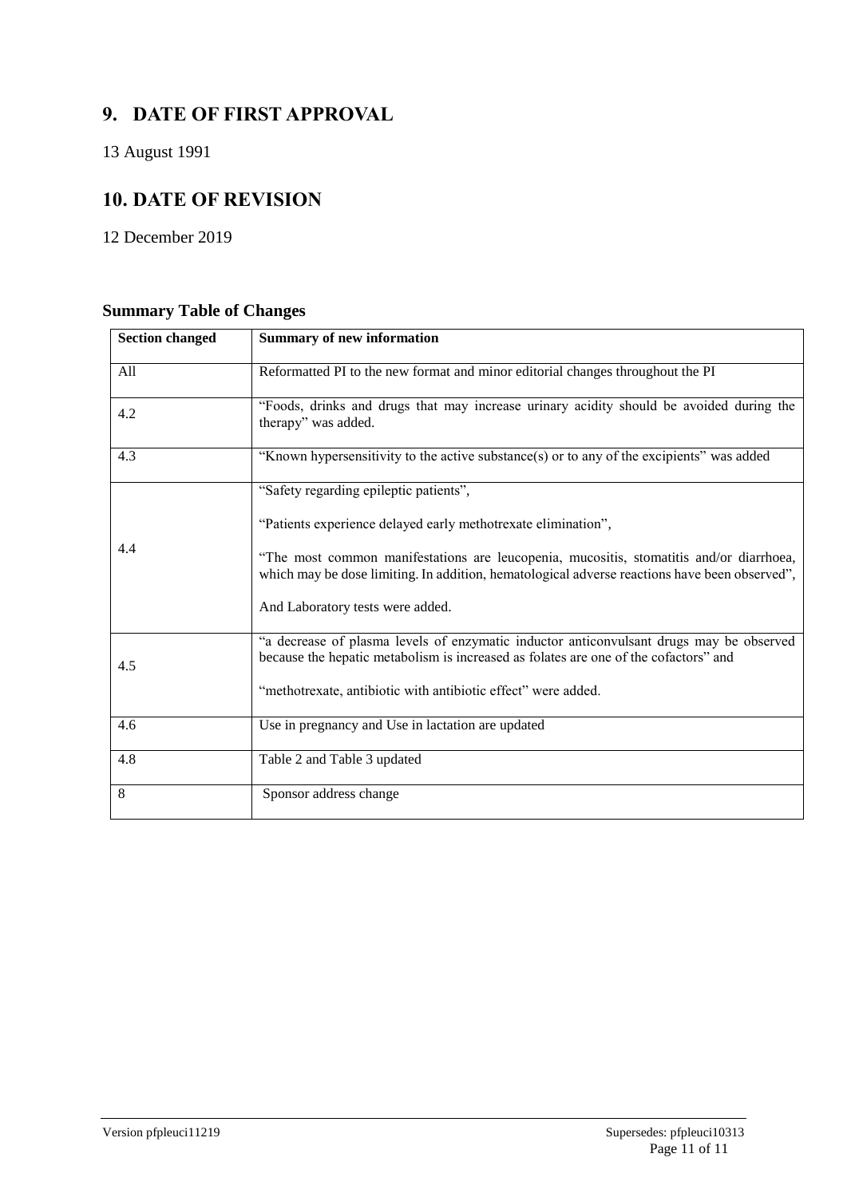## 9. DATE OF FIRST APPROVAL

13 August 1991

## 10. DATE OF REVISION

12 December 2019

### Summary Table of Changes

| Section changed | Summary of new information |
|---|---|
| All | Reformatted PI to the new format and minor editorial changes throughout the PI |
| 4.2 | "Foods, drinks and drugs that may increase urinary acidity should be avoided during the therapy" was added. |
| 4.3 | "Known hypersensitivity to the active substance(s) or to any of the excipients" was added |
| 4.4 | "Safety regarding epileptic patients",<br><br>"Patients experience delayed early methotrexate elimination",<br><br>"The most common manifestations are leucopenia, mucositis, stomatitis and/or diarrhoea, which may be dose limiting. In addition, hematological adverse reactions have been observed",<br><br>And Laboratory tests were added. |
| 4.5 | "a decrease of plasma levels of enzymatic inductor anticonvulsant drugs may be observed because the hepatic metabolism is increased as folates are one of the cofactors" and<br><br>"methotrexate, antibiotic with antibiotic effect" were added. |
| 4.6 | Use in pregnancy and Use in lactation are updated |
| 4.8 | Table 2 and Table 3 updated |
| 8 | Sponsor address change |

Version pfpleuci11219 Supersedes: pfpleuci10313